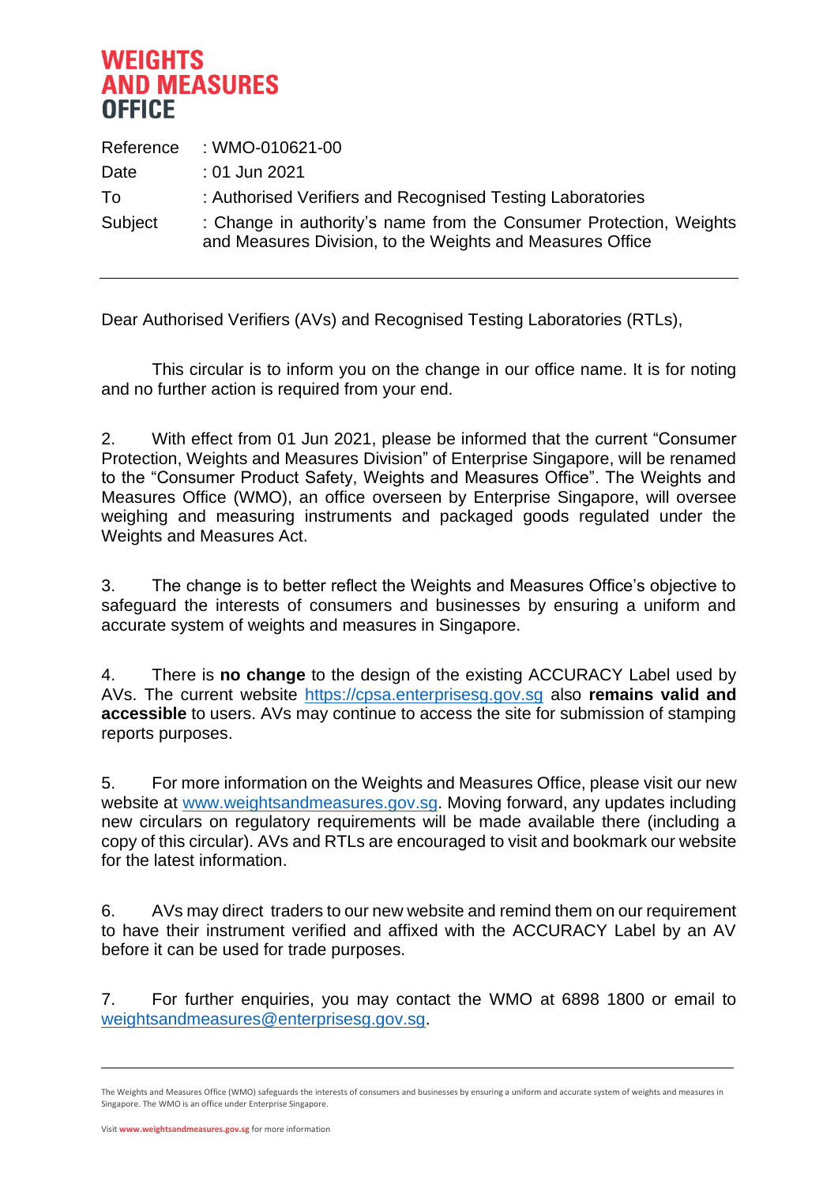# WEIGHTS AND MEASURES OFFICE

| | |
|---|---|
| Reference | : WMO-010621-00 |
| Date | : 01 Jun 2021 |
| To | : Authorised Verifiers and Recognised Testing Laboratories |
| Subject | : Change in authority's name from the Consumer Protection, Weights and Measures Division, to the Weights and Measures Office |

---

Dear Authorised Verifiers (AVs) and Recognised Testing Laboratories (RTLs),

This circular is to inform you on the change in our office name. It is for noting and no further action is required from your end.

2. With effect from 01 Jun 2021, please be informed that the current "Consumer Protection, Weights and Measures Division" of Enterprise Singapore, will be renamed to the "Consumer Product Safety, Weights and Measures Office". The Weights and Measures Office (WMO), an office overseen by Enterprise Singapore, will oversee weighing and measuring instruments and packaged goods regulated under the Weights and Measures Act.

3. The change is to better reflect the Weights and Measures Office's objective to safeguard the interests of consumers and businesses by ensuring a uniform and accurate system of weights and measures in Singapore.

4. There is **no change** to the design of the existing ACCURACY Label used by AVs. The current website https://cpsa.enterprisesg.gov.sg also **remains valid and accessible** to users. AVs may continue to access the site for submission of stamping reports purposes.

5. For more information on the Weights and Measures Office, please visit our new website at www.weightsandmeasures.gov.sg. Moving forward, any updates including new circulars on regulatory requirements will be made available there (including a copy of this circular). AVs and RTLs are encouraged to visit and bookmark our website for the latest information.

6. AVs may direct traders to our new website and remind them on our requirement to have their instrument verified and affixed with the ACCURACY Label by an AV before it can be used for trade purposes.

7. For further enquiries, you may contact the WMO at 6898 1800 or email to weightsandmeasures@enterprisesg.gov.sg.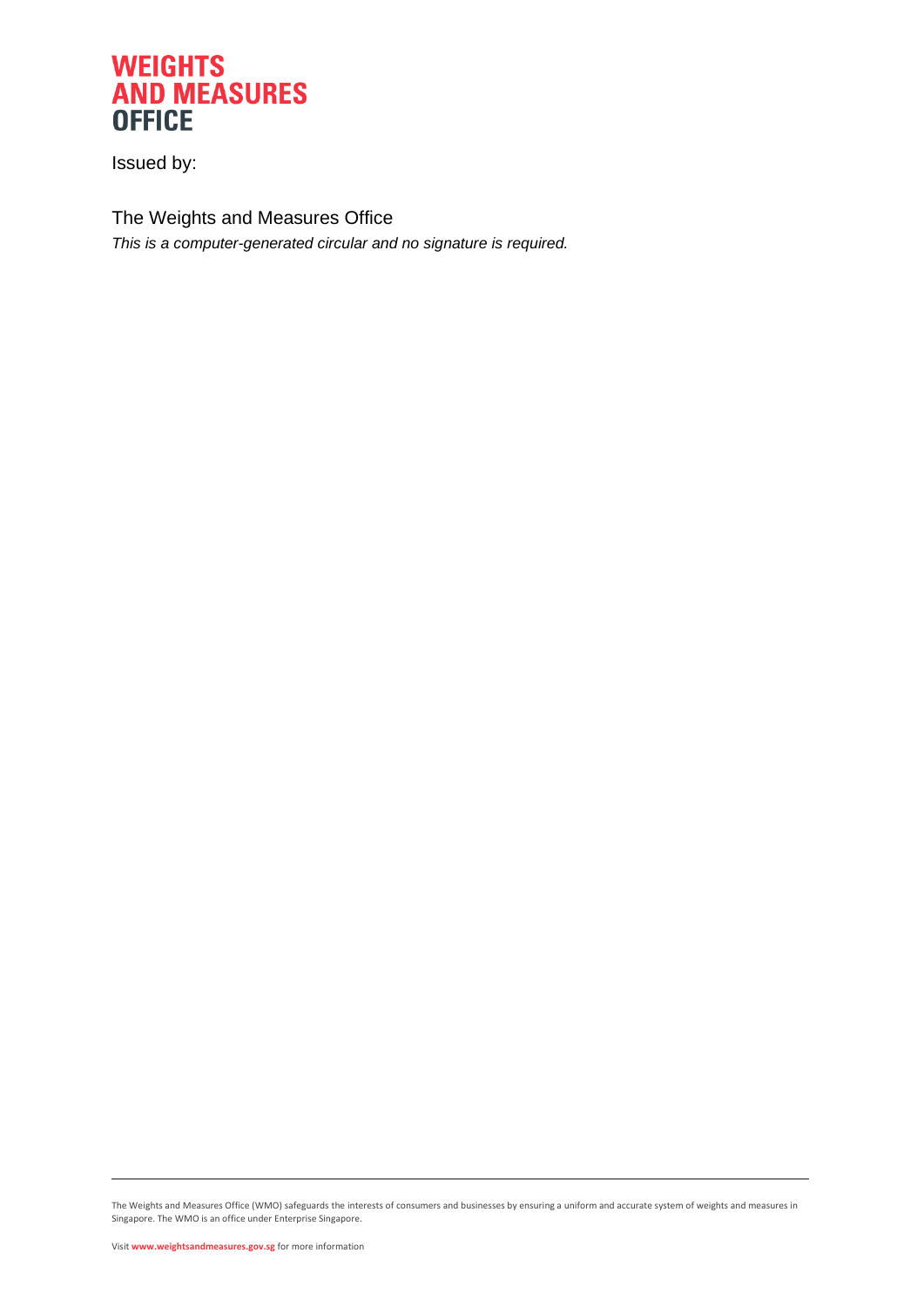**WEIGHTS AND MEASURES OFFICE**

Issued by:

The Weights and Measures Office

*This is a computer-generated circular and no signature is required.*

---

The Weights and Measures Office (WMO) safeguards the interests of consumers and businesses by ensuring a uniform and accurate system of weights and measures in Singapore. The WMO is an office under Enterprise Singapore.

Visit **www.weightsandmeasures.gov.sg** for more information